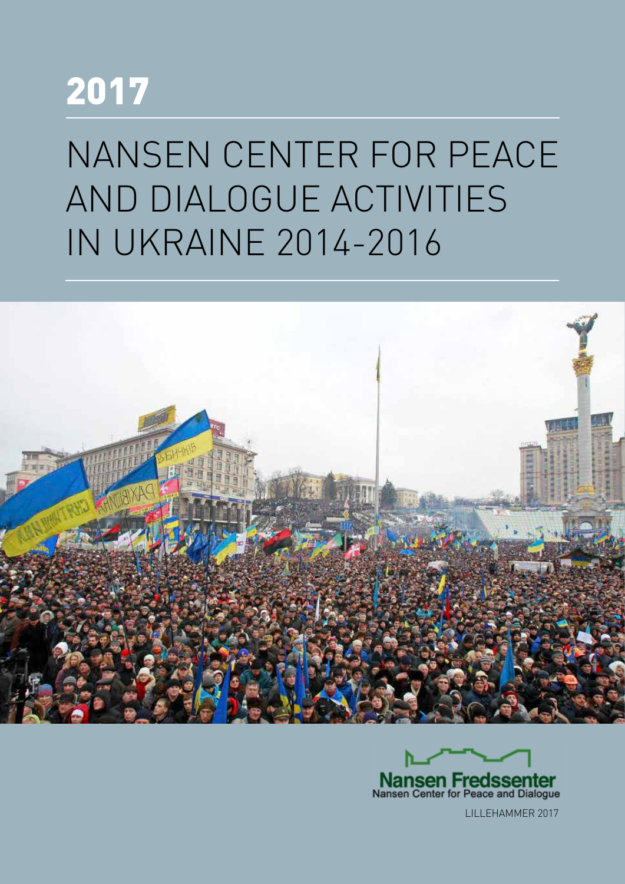# 2017

# NANSEN CENTER FOR PEACE AND DIALOGUE ACTIVITIES IN UKRAINE 2014-2016

Nansen Fredssenter
Nansen Center for Peace and Dialogue

LILLEHAMMER 2017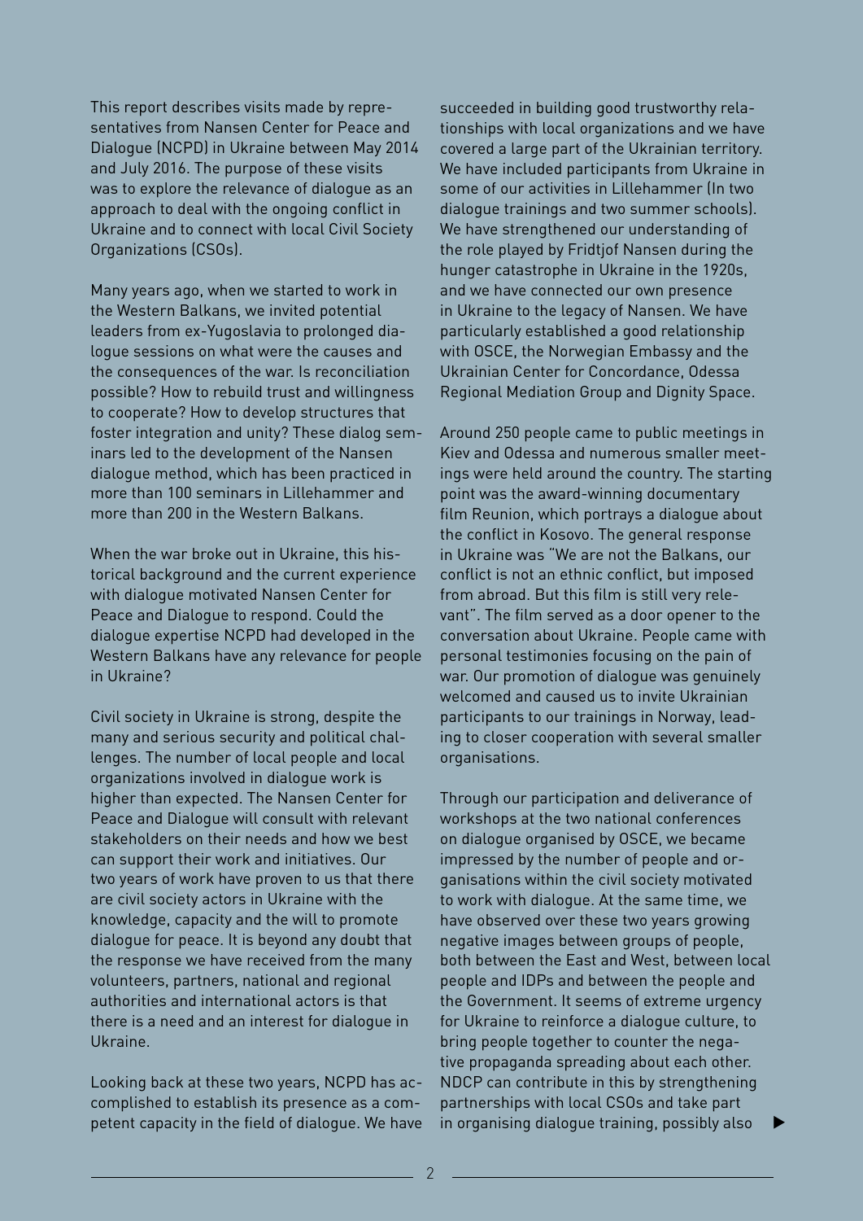This report describes visits made by representatives from Nansen Center for Peace and Dialogue (NCPD) in Ukraine between May 2014 and July 2016. The purpose of these visits was to explore the relevance of dialogue as an approach to deal with the ongoing conflict in Ukraine and to connect with local Civil Society Organizations (CSOs).

Many years ago, when we started to work in the Western Balkans, we invited potential leaders from ex-Yugoslavia to prolonged dialogue sessions on what were the causes and the consequences of the war. Is reconciliation possible? How to rebuild trust and willingness to cooperate? How to develop structures that foster integration and unity? These dialog seminars led to the development of the Nansen dialogue method, which has been practiced in more than 100 seminars in Lillehammer and more than 200 in the Western Balkans.

When the war broke out in Ukraine, this historical background and the current experience with dialogue motivated Nansen Center for Peace and Dialogue to respond. Could the dialogue expertise NCPD had developed in the Western Balkans have any relevance for people in Ukraine?

Civil society in Ukraine is strong, despite the many and serious security and political challenges. The number of local people and local organizations involved in dialogue work is higher than expected. The Nansen Center for Peace and Dialogue will consult with relevant stakeholders on their needs and how we best can support their work and initiatives. Our two years of work have proven to us that there are civil society actors in Ukraine with the knowledge, capacity and the will to promote dialogue for peace. It is beyond any doubt that the response we have received from the many volunteers, partners, national and regional authorities and international actors is that there is a need and an interest for dialogue in Ukraine.

Looking back at these two years, NCPD has accomplished to establish its presence as a competent capacity in the field of dialogue. We have succeeded in building good trustworthy relationships with local organizations and we have covered a large part of the Ukrainian territory. We have included participants from Ukraine in some of our activities in Lillehammer (In two dialogue trainings and two summer schools). We have strengthened our understanding of the role played by Fridtjof Nansen during the hunger catastrophe in Ukraine in the 1920s, and we have connected our own presence in Ukraine to the legacy of Nansen. We have particularly established a good relationship with OSCE, the Norwegian Embassy and the Ukrainian Center for Concordance, Odessa Regional Mediation Group and Dignity Space.

Around 250 people came to public meetings in Kiev and Odessa and numerous smaller meetings were held around the country. The starting point was the award-winning documentary film Reunion, which portrays a dialogue about the conflict in Kosovo. The general response in Ukraine was "We are not the Balkans, our conflict is not an ethnic conflict, but imposed from abroad. But this film is still very relevant". The film served as a door opener to the conversation about Ukraine. People came with personal testimonies focusing on the pain of war. Our promotion of dialogue was genuinely welcomed and caused us to invite Ukrainian participants to our trainings in Norway, leading to closer cooperation with several smaller organisations.

Through our participation and deliverance of workshops at the two national conferences on dialogue organised by OSCE, we became impressed by the number of people and organisations within the civil society motivated to work with dialogue. At the same time, we have observed over these two years growing negative images between groups of people, both between the East and West, between local people and IDPs and between the people and the Government. It seems of extreme urgency for Ukraine to reinforce a dialogue culture, to bring people together to counter the negative propaganda spreading about each other. NDCP can contribute in this by strengthening partnerships with local CSOs and take part in organising dialogue training, possibly also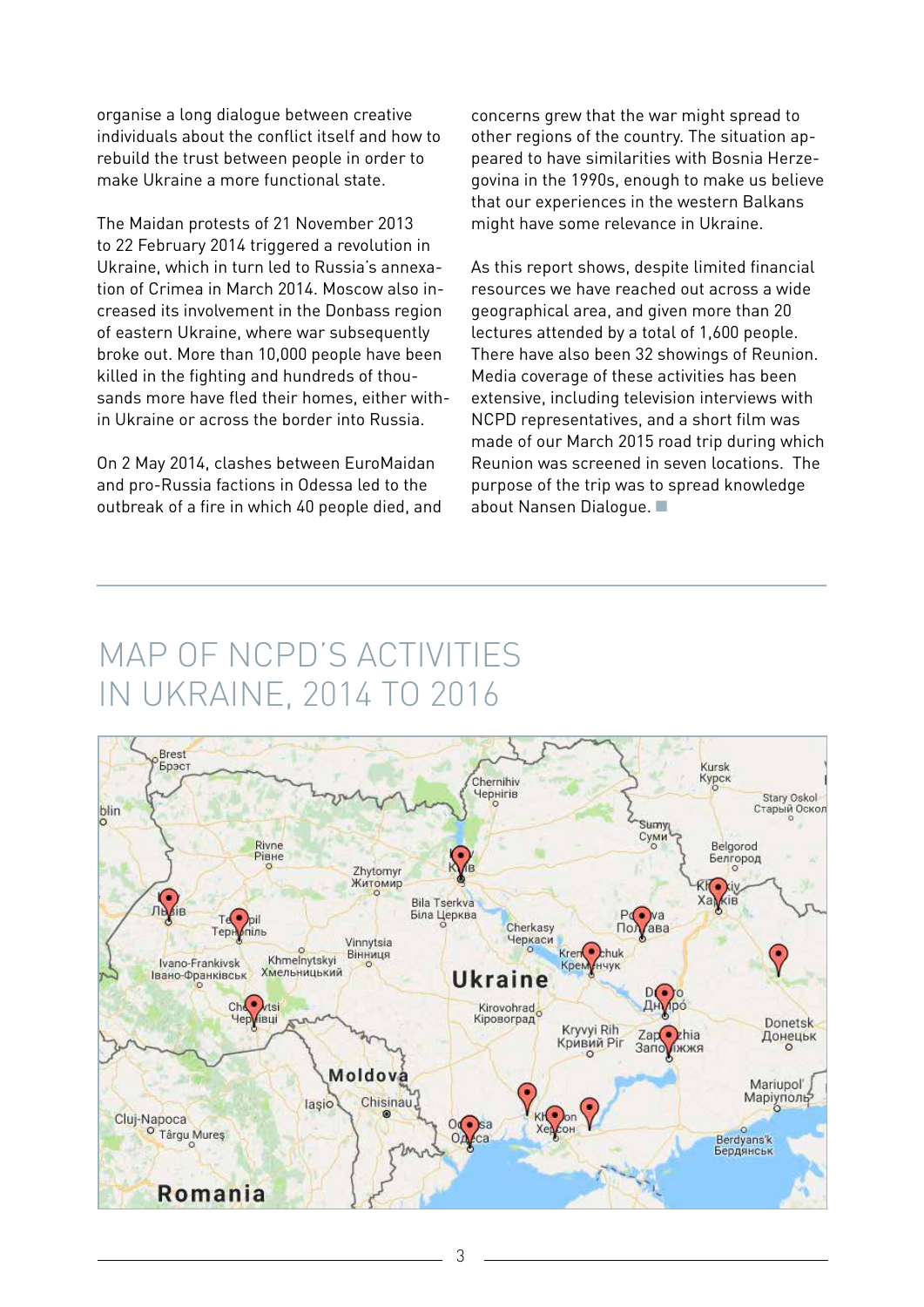organise a long dialogue between creative individuals about the conflict itself and how to rebuild the trust between people in order to make Ukraine a more functional state.

The Maidan protests of 21 November 2013 to 22 February 2014 triggered a revolution in Ukraine, which in turn led to Russia's annexation of Crimea in March 2014. Moscow also increased its involvement in the Donbass region of eastern Ukraine, where war subsequently broke out. More than 10,000 people have been killed in the fighting and hundreds of thousands more have fled their homes, either within Ukraine or across the border into Russia.

On 2 May 2014, clashes between EuroMaidan and pro-Russia factions in Odessa led to the outbreak of a fire in which 40 people died, and concerns grew that the war might spread to other regions of the country. The situation appeared to have similarities with Bosnia Herzegovina in the 1990s, enough to make us believe that our experiences in the western Balkans might have some relevance in Ukraine.

As this report shows, despite limited financial resources we have reached out across a wide geographical area, and given more than 20 lectures attended by a total of 1,600 people. There have also been 32 showings of Reunion. Media coverage of these activities has been extensive, including television interviews with NCPD representatives, and a short film was made of our March 2015 road trip during which Reunion was screened in seven locations. The purpose of the trip was to spread knowledge about Nansen Dialogue. ■

## MAP OF NCPD'S ACTIVITIES IN UKRAINE, 2014 TO 2016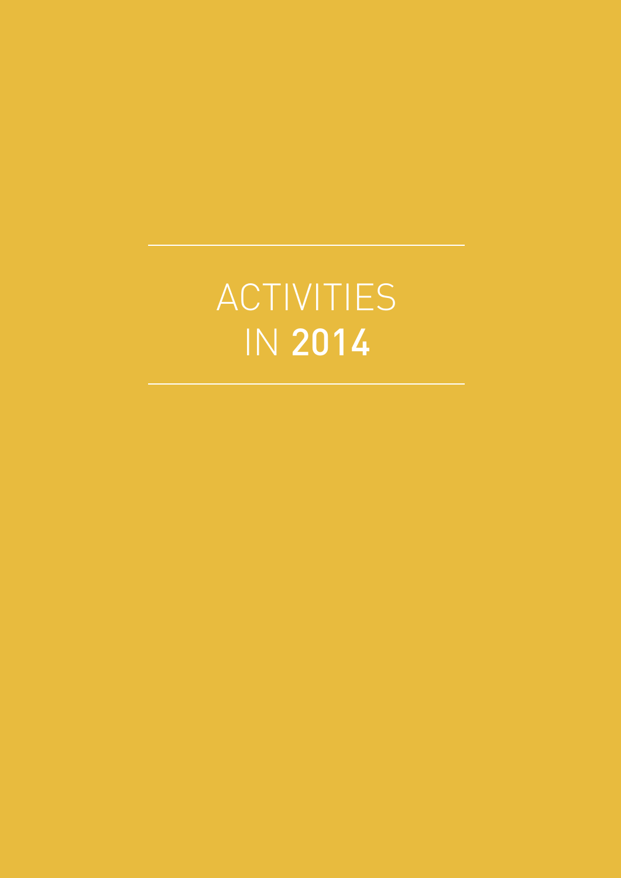# ACTIVITIES IN 2014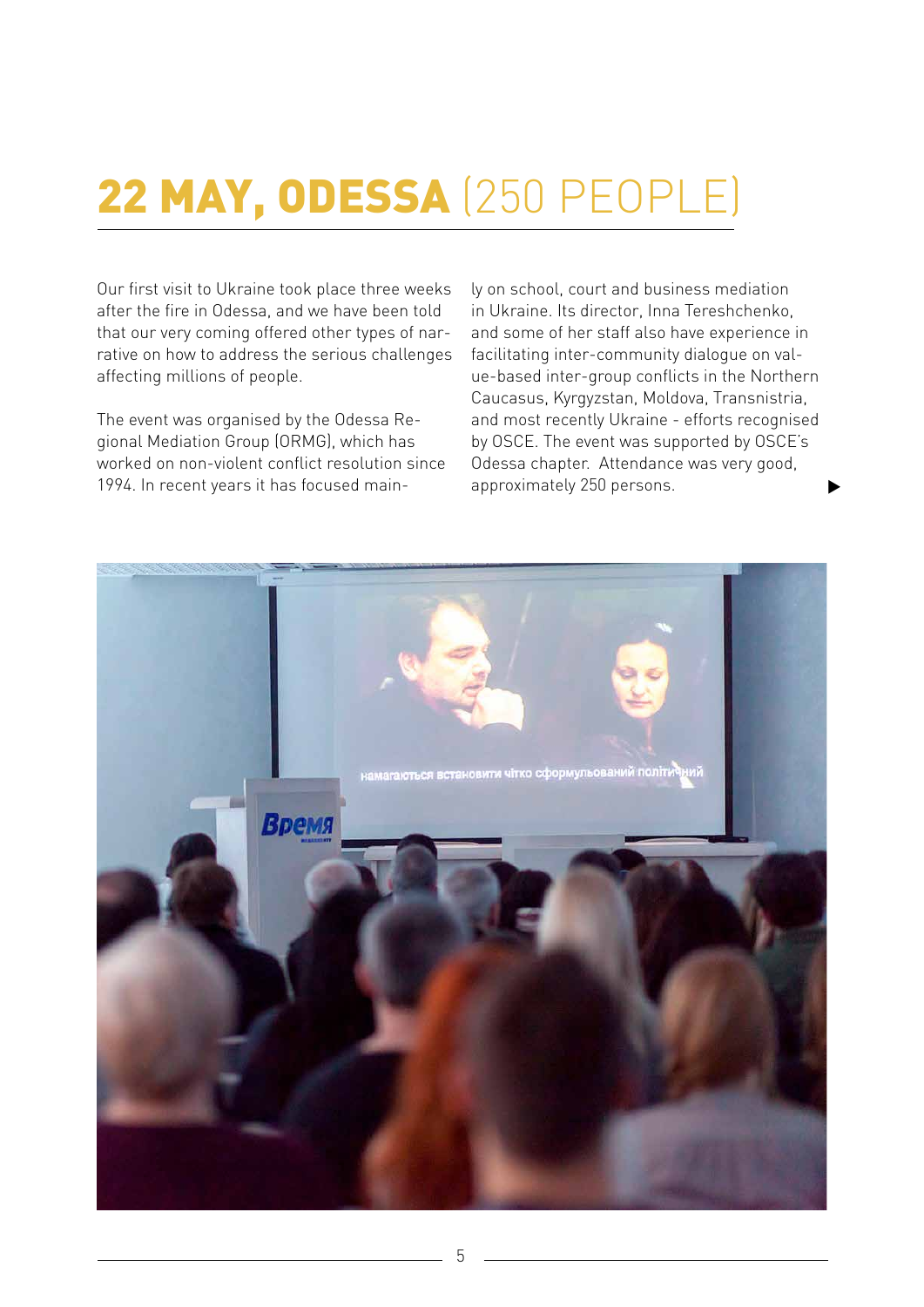# **22 MAY, ODESSA** (250 PEOPLE)

Our first visit to Ukraine took place three weeks after the fire in Odessa, and we have been told that our very coming offered other types of narrative on how to address the serious challenges affecting millions of people.

The event was organised by the Odessa Regional Mediation Group (ORMG), which has worked on non-violent conflict resolution since 1994. In recent years it has focused mainly on school, court and business mediation in Ukraine. Its director, Inna Tereshchenko, and some of her staff also have experience in facilitating inter-community dialogue on value-based inter-group conflicts in the Northern Caucasus, Kyrgyzstan, Moldova, Transnistria, and most recently Ukraine - efforts recognised by OSCE. The event was supported by OSCE's Odessa chapter. Attendance was very good, approximately 250 persons.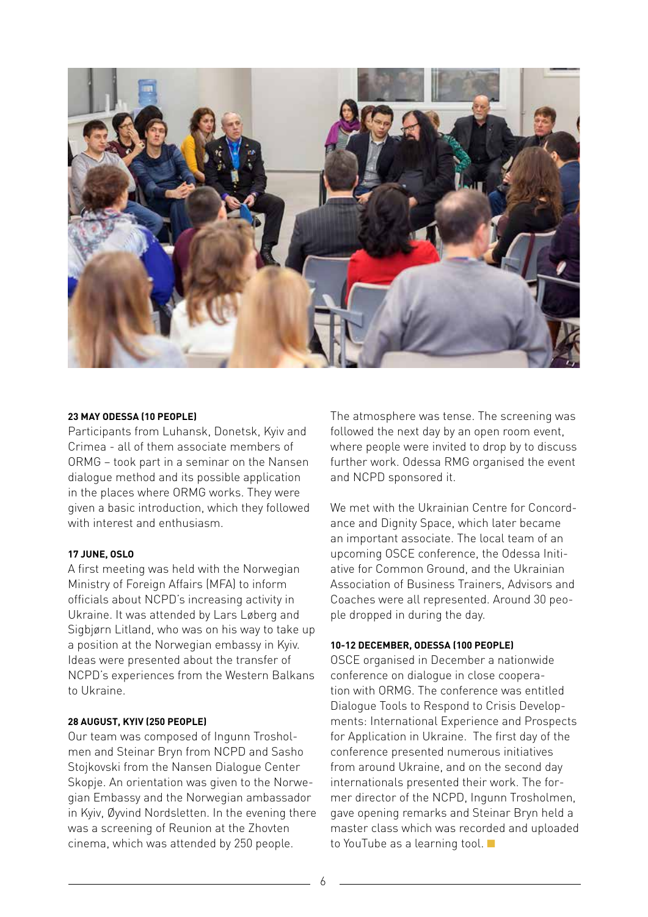#### 23 MAY ODESSA (10 PEOPLE)

Participants from Luhansk, Donetsk, Kyiv and Crimea - all of them associate members of ORMG – took part in a seminar on the Nansen dialogue method and its possible application in the places where ORMG works. They were given a basic introduction, which they followed with interest and enthusiasm.

#### 17 JUNE, OSLO

A first meeting was held with the Norwegian Ministry of Foreign Affairs (MFA) to inform officials about NCPD's increasing activity in Ukraine. It was attended by Lars Løberg and Sigbjørn Litland, who was on his way to take up a position at the Norwegian embassy in Kyiv. Ideas were presented about the transfer of NCPD's experiences from the Western Balkans to Ukraine.

#### 28 AUGUST, KYIV (250 PEOPLE)

Our team was composed of Ingunn Trosholmen and Steinar Bryn from NCPD and Sasho Stojkovski from the Nansen Dialogue Center Skopje. An orientation was given to the Norwegian Embassy and the Norwegian ambassador in Kyiv, Øyvind Nordsletten. In the evening there was a screening of Reunion at the Zhovten cinema, which was attended by 250 people.

The atmosphere was tense. The screening was followed the next day by an open room event, where people were invited to drop by to discuss further work. Odessa RMG organised the event and NCPD sponsored it.

We met with the Ukrainian Centre for Concordance and Dignity Space, which later became an important associate. The local team of an upcoming OSCE conference, the Odessa Initiative for Common Ground, and the Ukrainian Association of Business Trainers, Advisors and Coaches were all represented. Around 30 people dropped in during the day.

#### 10-12 DECEMBER, ODESSA (100 PEOPLE)

OSCE organised in December a nationwide conference on dialogue in close cooperation with ORMG. The conference was entitled Dialogue Tools to Respond to Crisis Developments: International Experience and Prospects for Application in Ukraine. The first day of the conference presented numerous initiatives from around Ukraine, and on the second day internationals presented their work. The former director of the NCPD, Ingunn Trosholmen, gave opening remarks and Steinar Bryn held a master class which was recorded and uploaded to YouTube as a learning tool.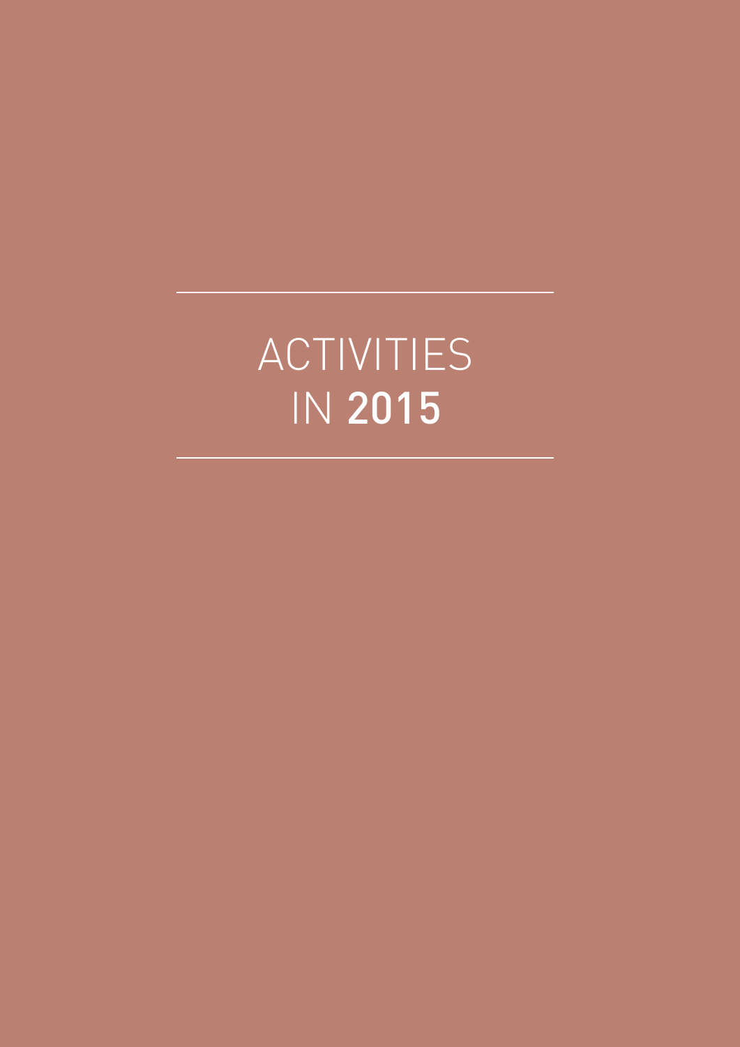# ACTIVITIES IN 2015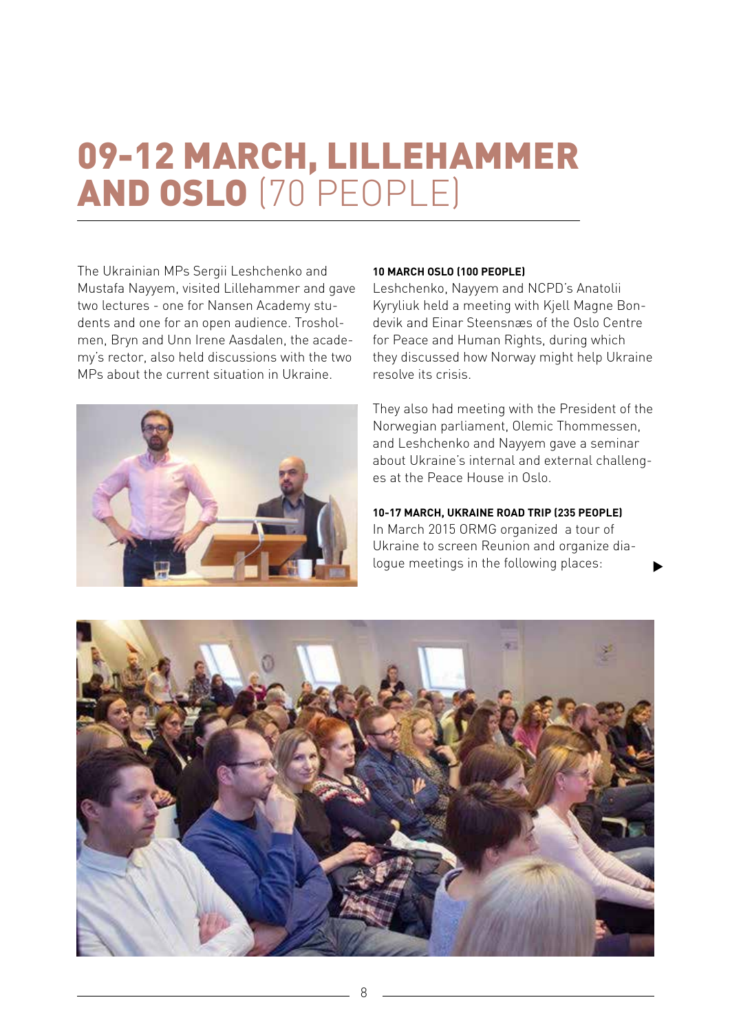# 09-12 MARCH, LILLEHAMMER AND OSLO (70 PEOPLE)

The Ukrainian MPs Sergii Leshchenko and Mustafa Nayyem, visited Lillehammer and gave two lectures - one for Nansen Academy students and one for an open audience. Trosholmen, Bryn and Unn Irene Aasdalen, the academy's rector, also held discussions with the two MPs about the current situation in Ukraine.

**10 MARCH OSLO (100 PEOPLE)**

Leshchenko, Nayyem and NCPD's Anatolii Kyryliuk held a meeting with Kjell Magne Bondevik and Einar Steensnæs of the Oslo Centre for Peace and Human Rights, during which they discussed how Norway might help Ukraine resolve its crisis.

They also had meeting with the President of the Norwegian parliament, Olemic Thommessen, and Leshchenko and Nayyem gave a seminar about Ukraine's internal and external challenges at the Peace House in Oslo.

**10-17 MARCH, UKRAINE ROAD TRIP (235 PEOPLE)**

In March 2015 ORMG organized a tour of Ukraine to screen Reunion and organize dialogue meetings in the following places: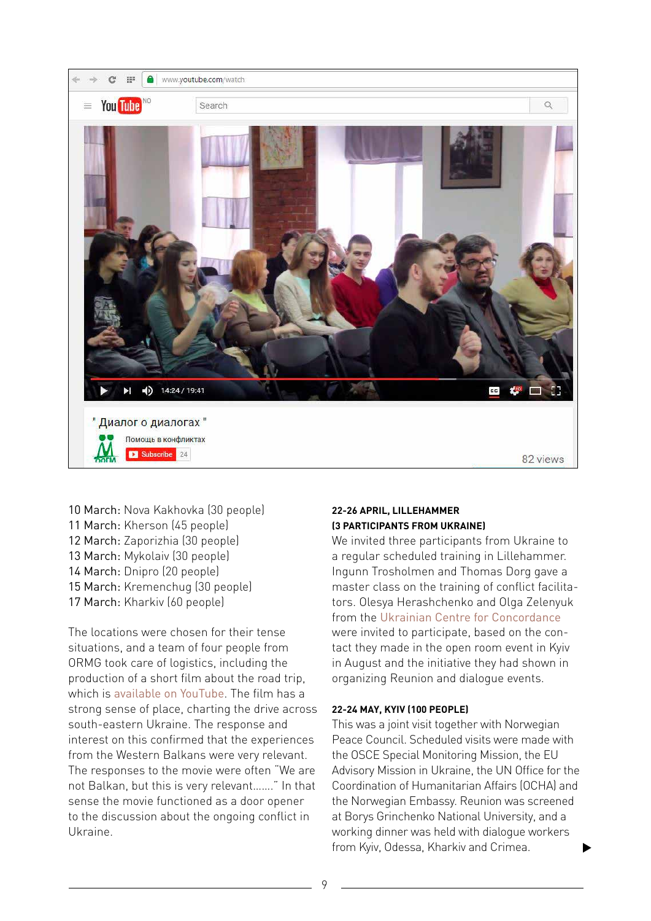10 March: Nova Kakhovka (30 people)
11 March: Kherson (45 people)
12 March: Zaporizhia (30 people)
13 March: Mykolaiv (30 people)
14 March: Dnipro (20 people)
15 March: Kremenchug (30 people)
17 March: Kharkiv (60 people)

The locations were chosen for their tense situations, and a team of four people from ORMG took care of logistics, including the production of a short film about the road trip, which is available on YouTube. The film has a strong sense of place, charting the drive across south-eastern Ukraine. The response and interest on this confirmed that the experiences from the Western Balkans were very relevant. The responses to the movie were often "We are not Balkan, but this is very relevant......." In that sense the movie functioned as a door opener to the discussion about the ongoing conflict in Ukraine.

**22-26 APRIL, LILLEHAMMER (3 PARTICIPANTS FROM UKRAINE)**

We invited three participants from Ukraine to a regular scheduled training in Lillehammer. Ingunn Trosholmen and Thomas Dorg gave a master class on the training of conflict facilitators. Olesya Herashchenko and Olga Zelenyuk from the Ukrainian Centre for Concordance were invited to participate, based on the contact they made in the open room event in Kyiv in August and the initiative they had shown in organizing Reunion and dialogue events.

**22-24 MAY, KYIV (100 PEOPLE)**

This was a joint visit together with Norwegian Peace Council. Scheduled visits were made with the OSCE Special Monitoring Mission, the EU Advisory Mission in Ukraine, the UN Office for the Coordination of Humanitarian Affairs (OCHA) and the Norwegian Embassy. Reunion was screened at Borys Grinchenko National University, and a working dinner was held with dialogue workers from Kyiv, Odessa, Kharkiv and Crimea.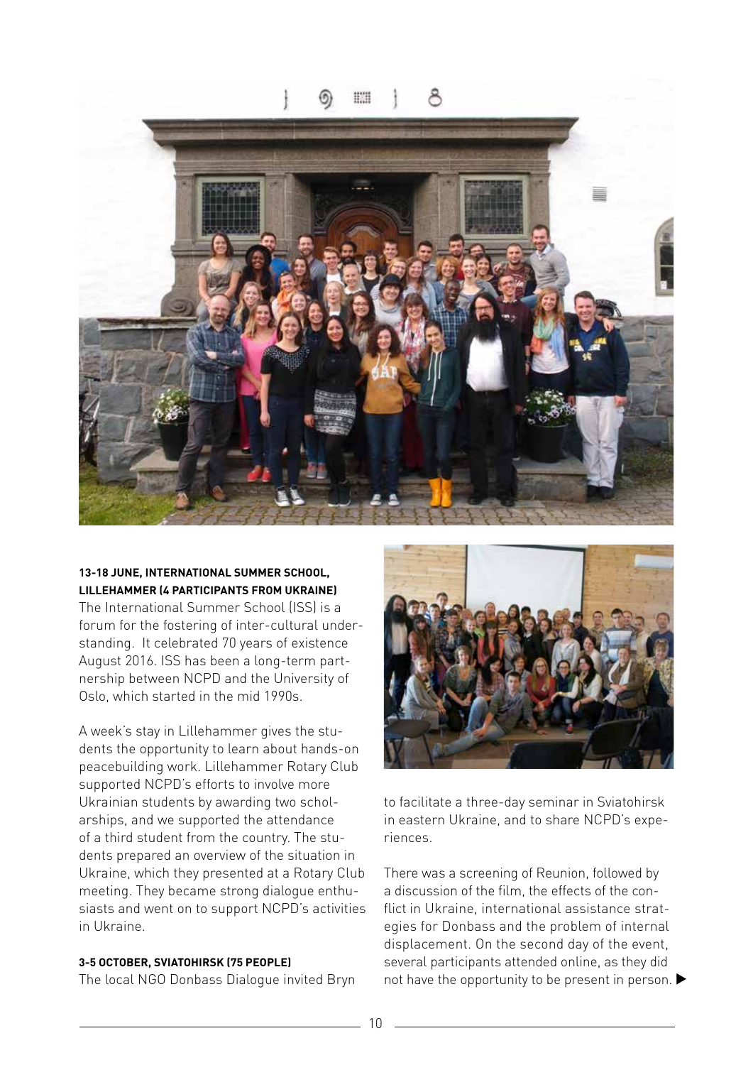**13-18 JUNE, INTERNATIONAL SUMMER SCHOOL, LILLEHAMMER (4 PARTICIPANTS FROM UKRAINE)**

The International Summer School (ISS) is a forum for the fostering of inter-cultural understanding. It celebrated 70 years of existence August 2016. ISS has been a long-term partnership between NCPD and the University of Oslo, which started in the mid 1990s.

A week's stay in Lillehammer gives the students the opportunity to learn about hands-on peacebuilding work. Lillehammer Rotary Club supported NCPD's efforts to involve more Ukrainian students by awarding two scholarships, and we supported the attendance of a third student from the country. The students prepared an overview of the situation in Ukraine, which they presented at a Rotary Club meeting. They became strong dialogue enthusiasts and went on to support NCPD's activities in Ukraine.

**3-5 OCTOBER, SVIATOHIRSK (75 PEOPLE)**

The local NGO Donbass Dialogue invited Bryn to facilitate a three-day seminar in Sviatohirsk in eastern Ukraine, and to share NCPD's experiences.

There was a screening of Reunion, followed by a discussion of the film, the effects of the conflict in Ukraine, international assistance strategies for Donbass and the problem of internal displacement. On the second day of the event, several participants attended online, as they did not have the opportunity to be present in person. ▶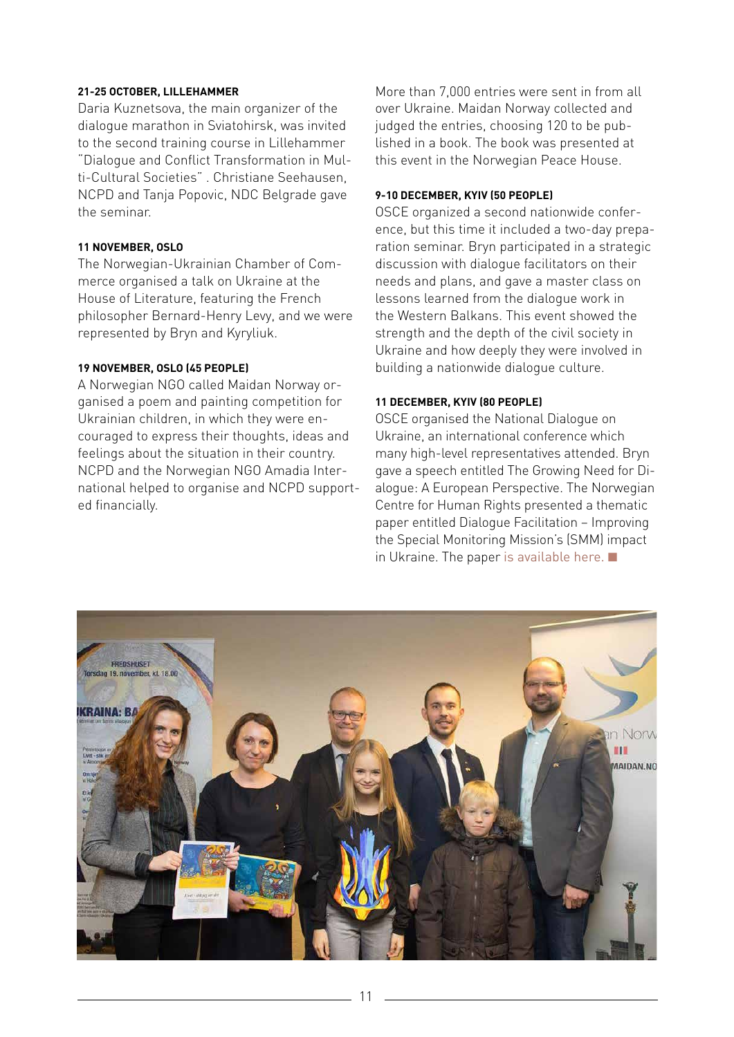#### 21-25 OCTOBER, LILLEHAMMER

Daria Kuznetsova, the main organizer of the dialogue marathon in Sviatohirsk, was invited to the second training course in Lillehammer "Dialogue and Conflict Transformation in Multi-Cultural Societies" . Christiane Seehausen, NCPD and Tanja Popovic, NDC Belgrade gave the seminar.

#### 11 NOVEMBER, OSLO

The Norwegian-Ukrainian Chamber of Commerce organised a talk on Ukraine at the House of Literature, featuring the French philosopher Bernard-Henry Levy, and we were represented by Bryn and Kyryliuk.

#### 19 NOVEMBER, OSLO (45 PEOPLE)

A Norwegian NGO called Maidan Norway organised a poem and painting competition for Ukrainian children, in which they were encouraged to express their thoughts, ideas and feelings about the situation in their country. NCPD and the Norwegian NGO Amadia International helped to organise and NCPD supported financially.

More than 7,000 entries were sent in from all over Ukraine. Maidan Norway collected and judged the entries, choosing 120 to be published in a book. The book was presented at this event in the Norwegian Peace House.

#### 9-10 DECEMBER, KYIV (50 PEOPLE)

OSCE organized a second nationwide conference, but this time it included a two-day preparation seminar. Bryn participated in a strategic discussion with dialogue facilitators on their needs and plans, and gave a master class on lessons learned from the dialogue work in the Western Balkans. This event showed the strength and the depth of the civil society in Ukraine and how deeply they were involved in building a nationwide dialogue culture.

#### 11 DECEMBER, KYIV (80 PEOPLE)

OSCE organised the National Dialogue on Ukraine, an international conference which many high-level representatives attended. Bryn gave a speech entitled The Growing Need for Dialogue: A European Perspective. The Norwegian Centre for Human Rights presented a thematic paper entitled Dialogue Facilitation – Improving the Special Monitoring Mission's (SMM) impact in Ukraine. The paper is available here. ■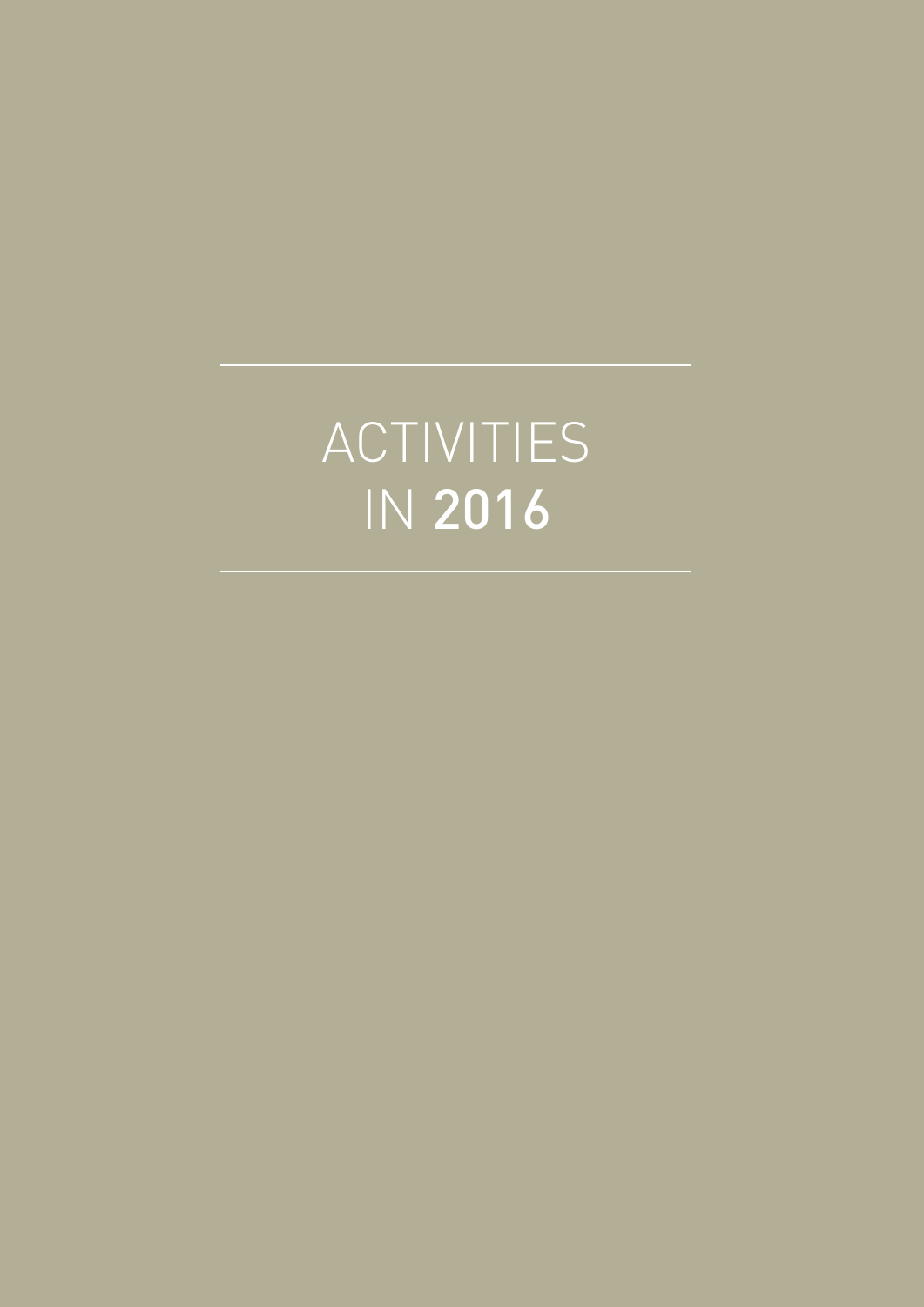# ACTIVITIES IN **2016**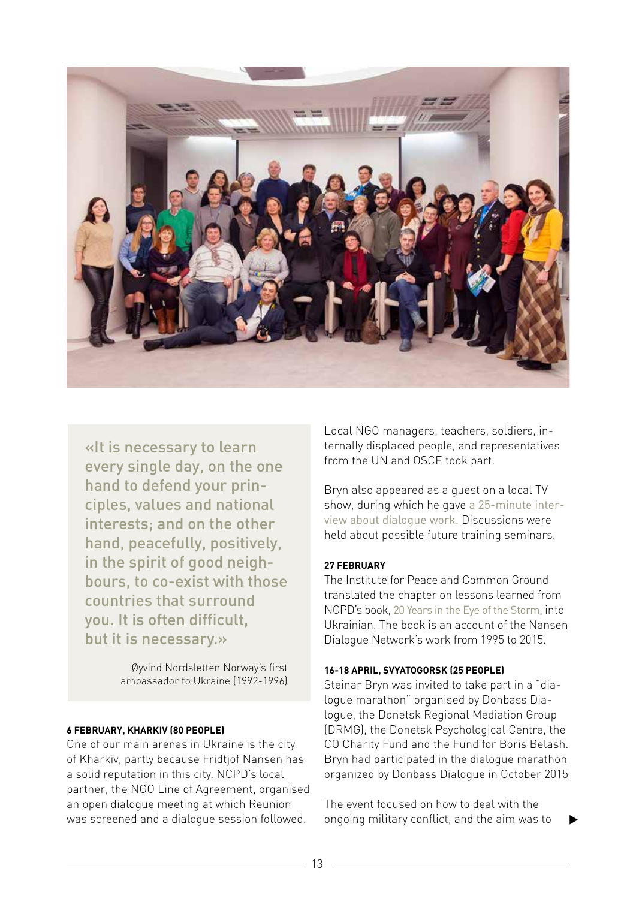> «It is necessary to learn every single day, on the one hand to defend your principles, values and national interests; and on the other hand, peacefully, positively, in the spirit of good neighbours, to co-exist with those countries that surround you. It is often difficult, but it is necessary.»
>
> Øyvind Nordsletten Norway's first ambassador to Ukraine (1992-1996)

**6 FEBRUARY, KHARKIV (80 PEOPLE)**

One of our main arenas in Ukraine is the city of Kharkiv, partly because Fridtjof Nansen has a solid reputation in this city. NCPD's local partner, the NGO Line of Agreement, organised an open dialogue meeting at which Reunion was screened and a dialogue session followed. Local NGO managers, teachers, soldiers, internally displaced people, and representatives from the UN and OSCE took part.

Bryn also appeared as a guest on a local TV show, during which he gave a 25-minute interview about dialogue work. Discussions were held about possible future training seminars.

**27 FEBRUARY**

The Institute for Peace and Common Ground translated the chapter on lessons learned from NCPD's book, 20 Years in the Eye of the Storm, into Ukrainian. The book is an account of the Nansen Dialogue Network's work from 1995 to 2015.

**16-18 APRIL, SVYATOGORSK (25 PEOPLE)**

Steinar Bryn was invited to take part in a "dialogue marathon" organised by Donbass Dialogue, the Donetsk Regional Mediation Group (DRMG), the Donetsk Psychological Centre, the CO Charity Fund and the Fund for Boris Belash. Bryn had participated in the dialogue marathon organized by Donbass Dialogue in October 2015

The event focused on how to deal with the ongoing military conflict, and the aim was to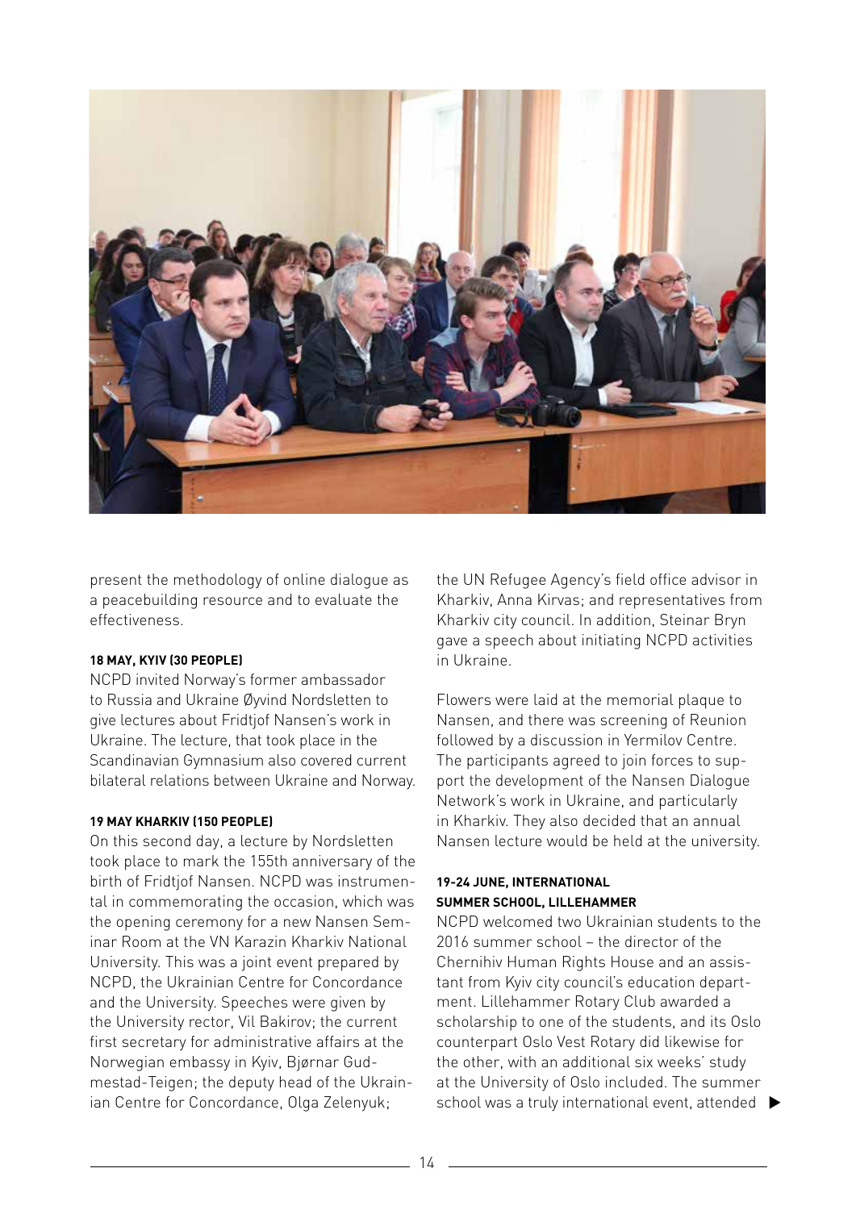present the methodology of online dialogue as a peacebuilding resource and to evaluate the effectiveness.

**18 MAY, KYIV (30 PEOPLE)**

NCPD invited Norway's former ambassador to Russia and Ukraine Øyvind Nordsletten to give lectures about Fridtjof Nansen's work in Ukraine. The lecture, that took place in the Scandinavian Gymnasium also covered current bilateral relations between Ukraine and Norway.

**19 MAY KHARKIV (150 PEOPLE)**

On this second day, a lecture by Nordsletten took place to mark the 155th anniversary of the birth of Fridtjof Nansen. NCPD was instrumental in commemorating the occasion, which was the opening ceremony for a new Nansen Seminar Room at the VN Karazin Kharkiv National University. This was a joint event prepared by NCPD, the Ukrainian Centre for Concordance and the University. Speeches were given by the University rector, Vil Bakirov; the current first secretary for administrative affairs at the Norwegian embassy in Kyiv, Bjørnar Gudmestad-Teigen; the deputy head of the Ukrainian Centre for Concordance, Olga Zelenyuk; the UN Refugee Agency's field office advisor in Kharkiv, Anna Kirvas; and representatives from Kharkiv city council. In addition, Steinar Bryn gave a speech about initiating NCPD activities in Ukraine.

Flowers were laid at the memorial plaque to Nansen, and there was screening of Reunion followed by a discussion in Yermilov Centre. The participants agreed to join forces to support the development of the Nansen Dialogue Network's work in Ukraine, and particularly in Kharkiv. They also decided that an annual Nansen lecture would be held at the university.

**19-24 JUNE, INTERNATIONAL SUMMER SCHOOL, LILLEHAMMER**

NCPD welcomed two Ukrainian students to the 2016 summer school – the director of the Chernihiv Human Rights House and an assistant from Kyiv city council's education department. Lillehammer Rotary Club awarded a scholarship to one of the students, and its Oslo counterpart Oslo Vest Rotary did likewise for the other, with an additional six weeks' study at the University of Oslo included. The summer school was a truly international event, attended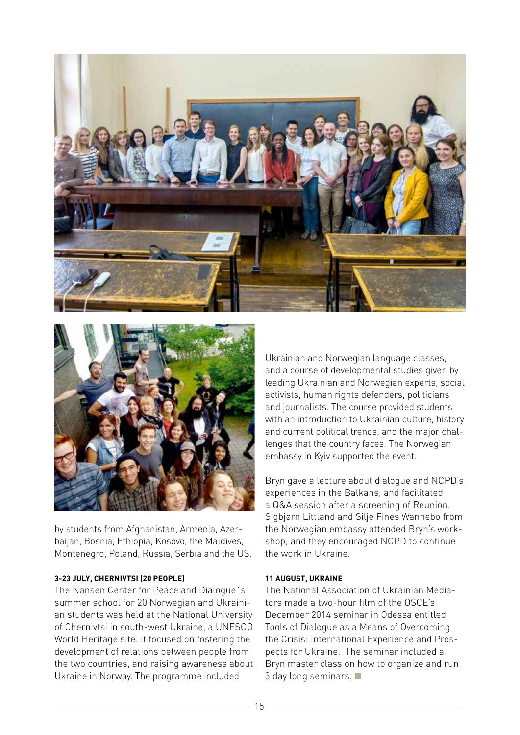by students from Afghanistan, Armenia, Azerbaijan, Bosnia, Ethiopia, Kosovo, the Maldives, Montenegro, Poland, Russia, Serbia and the US.

**3-23 JULY, CHERNIVTSI (20 PEOPLE)**

The Nansen Center for Peace and Dialogue´s summer school for 20 Norwegian and Ukrainian students was held at the National University of Chernivtsi in south-west Ukraine, a UNESCO World Heritage site. It focused on fostering the development of relations between people from the two countries, and raising awareness about Ukraine in Norway. The programme included Ukrainian and Norwegian language classes, and a course of developmental studies given by leading Ukrainian and Norwegian experts, social activists, human rights defenders, politicians and journalists. The course provided students with an introduction to Ukrainian culture, history and current political trends, and the major challenges that the country faces. The Norwegian embassy in Kyiv supported the event.

Bryn gave a lecture about dialogue and NCPD's experiences in the Balkans, and facilitated a Q&A session after a screening of Reunion. Sigbjørn Littland and Silje Fines Wannebo from the Norwegian embassy attended Bryn's workshop, and they encouraged NCPD to continue the work in Ukraine.

**11 AUGUST, UKRAINE**

The National Association of Ukrainian Mediators made a two-hour film of the OSCE's December 2014 seminar in Odessa entitled Tools of Dialogue as a Means of Overcoming the Crisis: International Experience and Prospects for Ukraine. The seminar included a Bryn master class on how to organize and run 3 day long seminars. ■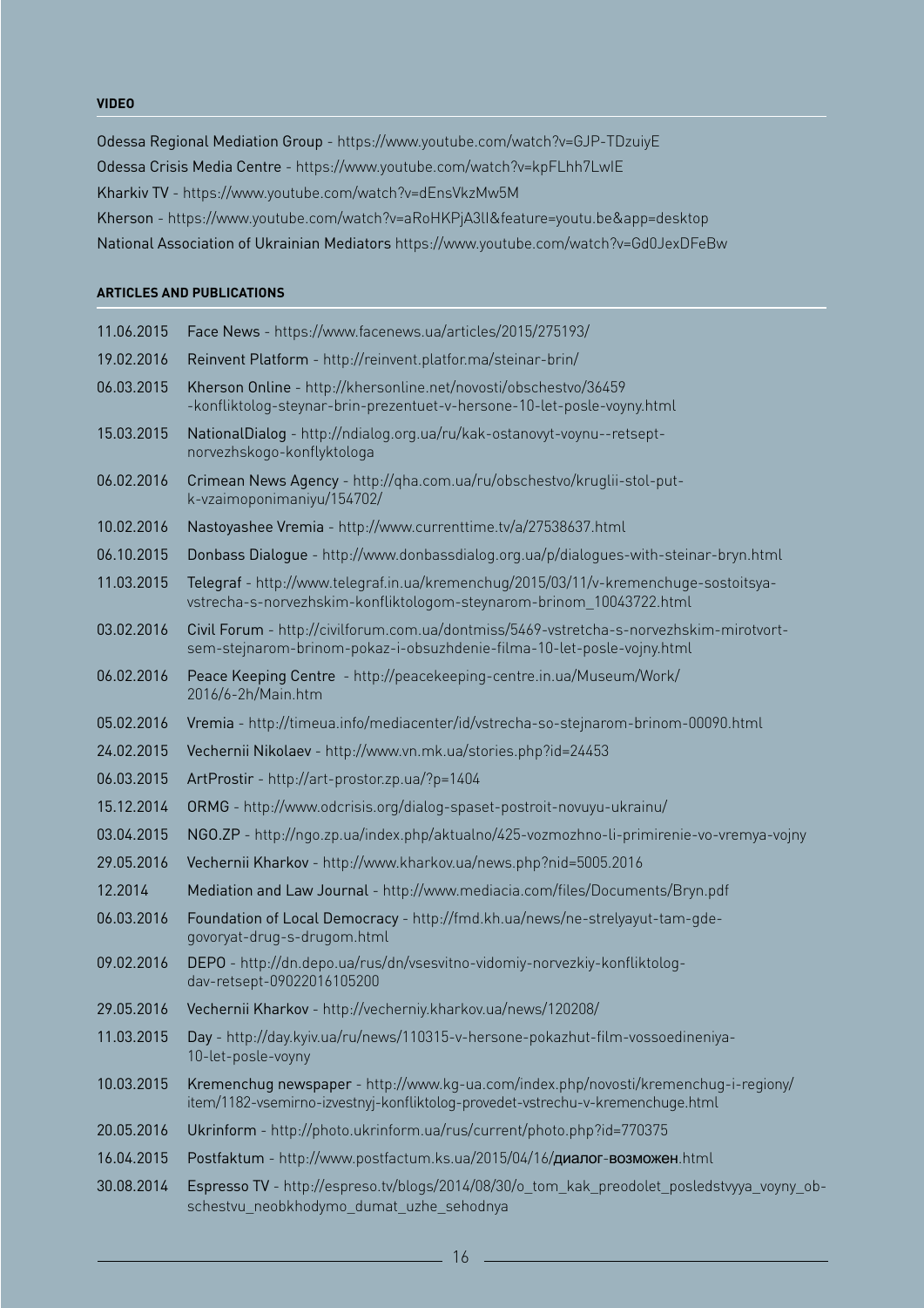#### VIDEO

Odessa Regional Mediation Group - https://www.youtube.com/watch?v=GJP-TDzuiyE

Odessa Crisis Media Centre - https://www.youtube.com/watch?v=kpFLhh7LwIE

Kharkiv TV - https://www.youtube.com/watch?v=dEnsVkzMw5M

Kherson - https://www.youtube.com/watch?v=aRoHKPjA3lI&feature=youtu.be&app=desktop

National Association of Ukrainian Mediators https://www.youtube.com/watch?v=Gd0JexDFeBw

#### ARTICLES AND PUBLICATIONS

| | |
|---|---|
| 11.06.2015 | Face News - https://www.facenews.ua/articles/2015/275193/ |
| 19.02.2016 | Reinvent Platform - http://reinvent.platfor.ma/steinar-brin/ |
| 06.03.2015 | Kherson Online - http://khersonline.net/novosti/obschestvo/36459-konfliktolog-steynar-brin-prezentuet-v-hersone-10-let-posle-voyny.html |
| 15.03.2015 | NationalDialog - http://ndialog.org.ua/ru/kak-ostanovyt-voynu--retsept-norvezhskogo-konflyktologa |
| 06.02.2016 | Crimean News Agency - http://qha.com.ua/ru/obschestvo/kruglii-stol-put-k-vzaimoponimaniyu/154702/ |
| 10.02.2016 | Nastoyashee Vremia - http://www.currenttime.tv/a/27538637.html |
| 06.10.2015 | Donbass Dialogue - http://www.donbassdialog.org.ua/p/dialogues-with-steinar-bryn.html |
| 11.03.2015 | Telegraf - http://www.telegraf.in.ua/kremenchug/2015/03/11/v-kremenchuge-sostoitsya-vstrecha-s-norvezhskim-konfliktologom-steynarom-brinom_10043722.html |
| 03.02.2016 | Civil Forum - http://civilforum.com.ua/dontmiss/5469-vstretcha-s-norvezhskim-mirotvortsem-stejnarom-brinom-pokaz-i-obsuzhdenie-filma-10-let-posle-vojny.html |
| 06.02.2016 | Peace Keeping Centre - http://peacekeeping-centre.in.ua/Museum/Work/2016/6-2h/Main.htm |
| 05.02.2016 | Vremia - http://timeua.info/mediacenter/id/vstrecha-so-stejnarom-brinom-00090.html |
| 24.02.2015 | Vechernii Nikolaev - http://www.vn.mk.ua/stories.php?id=24453 |
| 06.03.2015 | ArtProstir - http://art-prostor.zp.ua/?p=1404 |
| 15.12.2014 | ORMG - http://www.odcrisis.org/dialog-spaset-postroit-novuyu-ukrainu/ |
| 03.04.2015 | NGO.ZP - http://ngo.zp.ua/index.php/aktualno/425-vozmozhno-li-primirenie-vo-vremya-vojny |
| 29.05.2016 | Vechernii Kharkov - http://www.kharkov.ua/news.php?nid=5005.2016 |
| 12.2014 | Mediation and Law Journal - http://www.mediacia.com/files/Documents/Bryn.pdf |
| 06.03.2016 | Foundation of Local Democracy - http://fmd.kh.ua/news/ne-strelyayut-tam-gde-govoryat-drug-s-drugom.html |
| 09.02.2016 | DEPO - http://dn.depo.ua/rus/dn/vsesvitno-vidomiy-norvezkiy-konfliktolog-dav-retsept-09022016105200 |
| 29.05.2016 | Vechernii Kharkov - http://vecherniy.kharkov.ua/news/120208/ |
| 11.03.2015 | Day - http://day.kyiv.ua/ru/news/110315-v-hersone-pokazhut-film-vossoedineniya-10-let-posle-voyny |
| 10.03.2015 | Kremenchug newspaper - http://www.kg-ua.com/index.php/novosti/kremenchug-i-regiony/item/1182-vsemirno-izvestnyj-konfliktolog-provedet-vstrechu-v-kremenchuge.html |
| 20.05.2016 | Ukrinform - http://photo.ukrinform.ua/rus/current/photo.php?id=770375 |
| 16.04.2015 | Postfaktum - http://www.postfactum.ks.ua/2015/04/16/диалог-возможен.html |
| 30.08.2014 | Espresso TV - http://espreso.tv/blogs/2014/08/30/o_tom_kak_preodolet_posledstvyya_voyny_obschestvu_neobkhodymo_dumat_uzhe_sehodnya |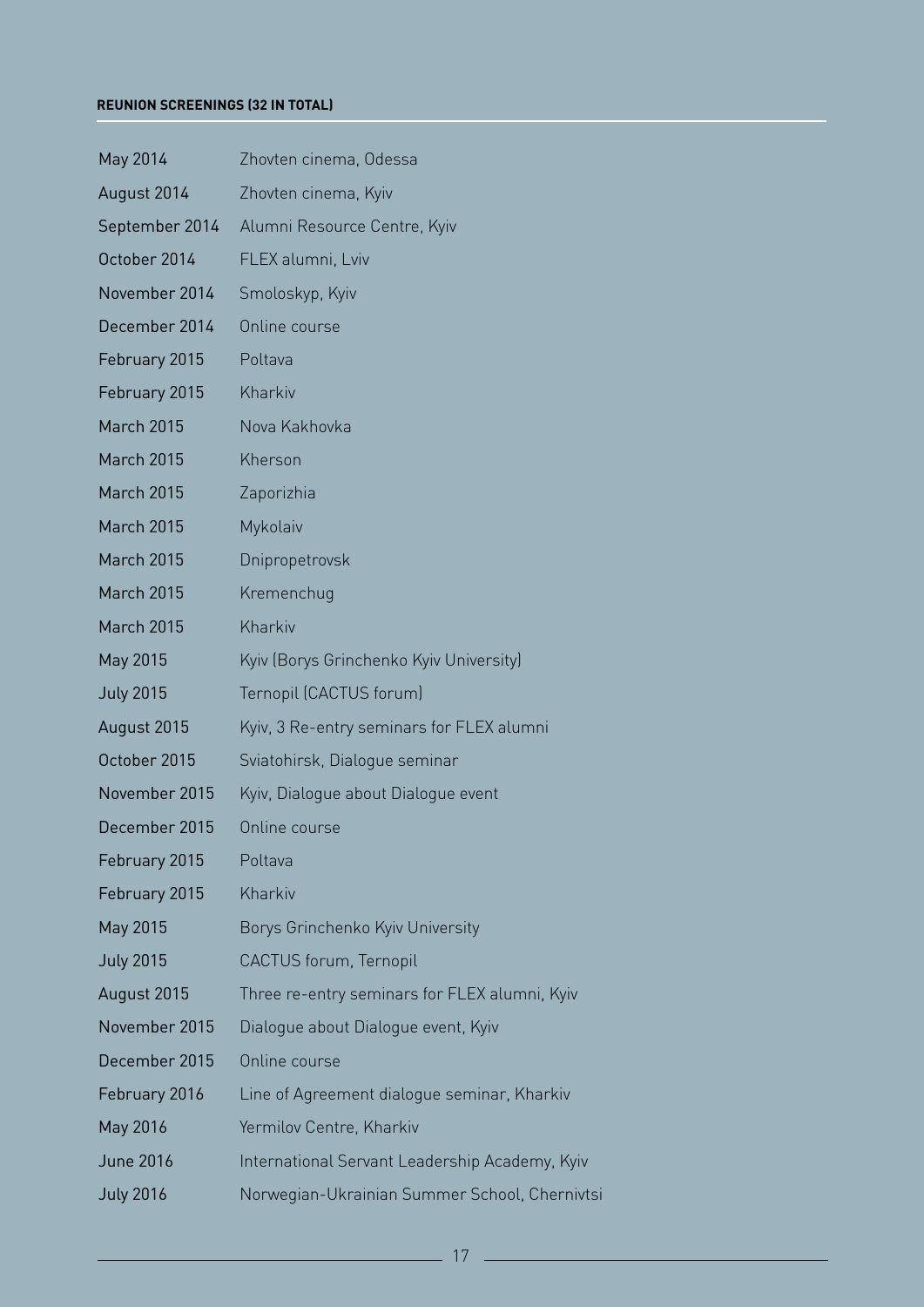**REUNION SCREENINGS (32 IN TOTAL)**

| | |
|---|---|
| May 2014 | Zhovten cinema, Odessa |
| August 2014 | Zhovten cinema, Kyiv |
| September 2014 | Alumni Resource Centre, Kyiv |
| October 2014 | FLEX alumni, Lviv |
| November 2014 | Smoloskyp, Kyiv |
| December 2014 | Online course |
| February 2015 | Poltava |
| February 2015 | Kharkiv |
| March 2015 | Nova Kakhovka |
| March 2015 | Kherson |
| March 2015 | Zaporizhia |
| March 2015 | Mykolaiv |
| March 2015 | Dnipropetrovsk |
| March 2015 | Kremenchug |
| March 2015 | Kharkiv |
| May 2015 | Kyiv (Borys Grinchenko Kyiv University) |
| July 2015 | Ternopil (CACTUS forum) |
| August 2015 | Kyiv, 3 Re-entry seminars for FLEX alumni |
| October 2015 | Sviatohirsk, Dialogue seminar |
| November 2015 | Kyiv, Dialogue about Dialogue event |
| December 2015 | Online course |
| February 2015 | Poltava |
| February 2015 | Kharkiv |
| May 2015 | Borys Grinchenko Kyiv University |
| July 2015 | CACTUS forum, Ternopil |
| August 2015 | Three re-entry seminars for FLEX alumni, Kyiv |
| November 2015 | Dialogue about Dialogue event, Kyiv |
| December 2015 | Online course |
| February 2016 | Line of Agreement dialogue seminar, Kharkiv |
| May 2016 | Yermilov Centre, Kharkiv |
| June 2016 | International Servant Leadership Academy, Kyiv |
| July 2016 | Norwegian-Ukrainian Summer School, Chernivtsi |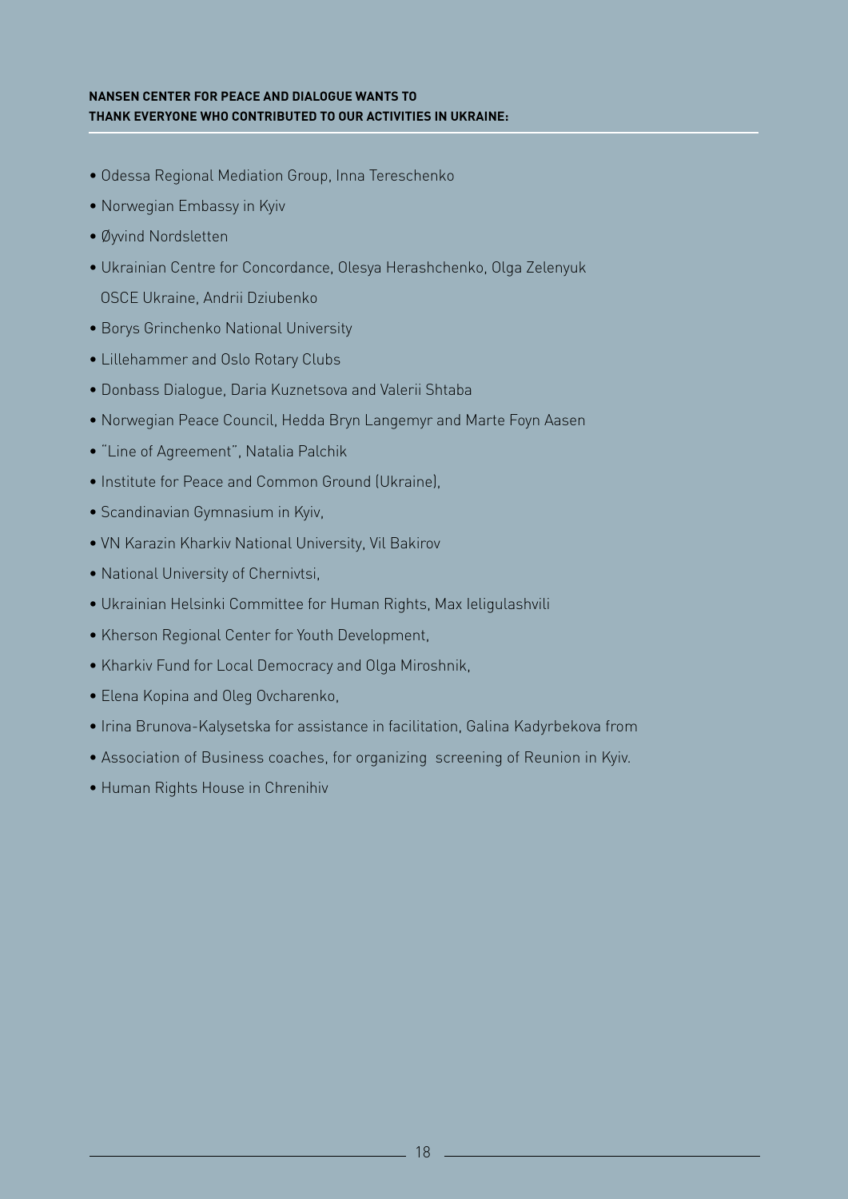**NANSEN CENTER FOR PEACE AND DIALOGUE WANTS TO THANK EVERYONE WHO CONTRIBUTED TO OUR ACTIVITIES IN UKRAINE:**

- Odessa Regional Mediation Group, Inna Tereschenko
- Norwegian Embassy in Kyiv
- Øyvind Nordsletten
- Ukrainian Centre for Concordance, Olesya Herashchenko, Olga Zelenyuk
  OSCE Ukraine, Andrii Dziubenko
- Borys Grinchenko National University
- Lillehammer and Oslo Rotary Clubs
- Donbass Dialogue, Daria Kuznetsova and Valerii Shtaba
- Norwegian Peace Council, Hedda Bryn Langemyr and Marte Foyn Aasen
- "Line of Agreement", Natalia Palchik
- Institute for Peace and Common Ground (Ukraine),
- Scandinavian Gymnasium in Kyiv,
- VN Karazin Kharkiv National University, Vil Bakirov
- National University of Chernivtsi,
- Ukrainian Helsinki Committee for Human Rights, Max Ieligulashvili
- Kherson Regional Center for Youth Development,
- Kharkiv Fund for Local Democracy and Olga Miroshnik,
- Elena Kopina and Oleg Ovcharenko,
- Irina Brunova-Kalysetska for assistance in facilitation, Galina Kadyrbekova from
- Association of Business coaches, for organizing screening of Reunion in Kyiv.
- Human Rights House in Chrenihiv